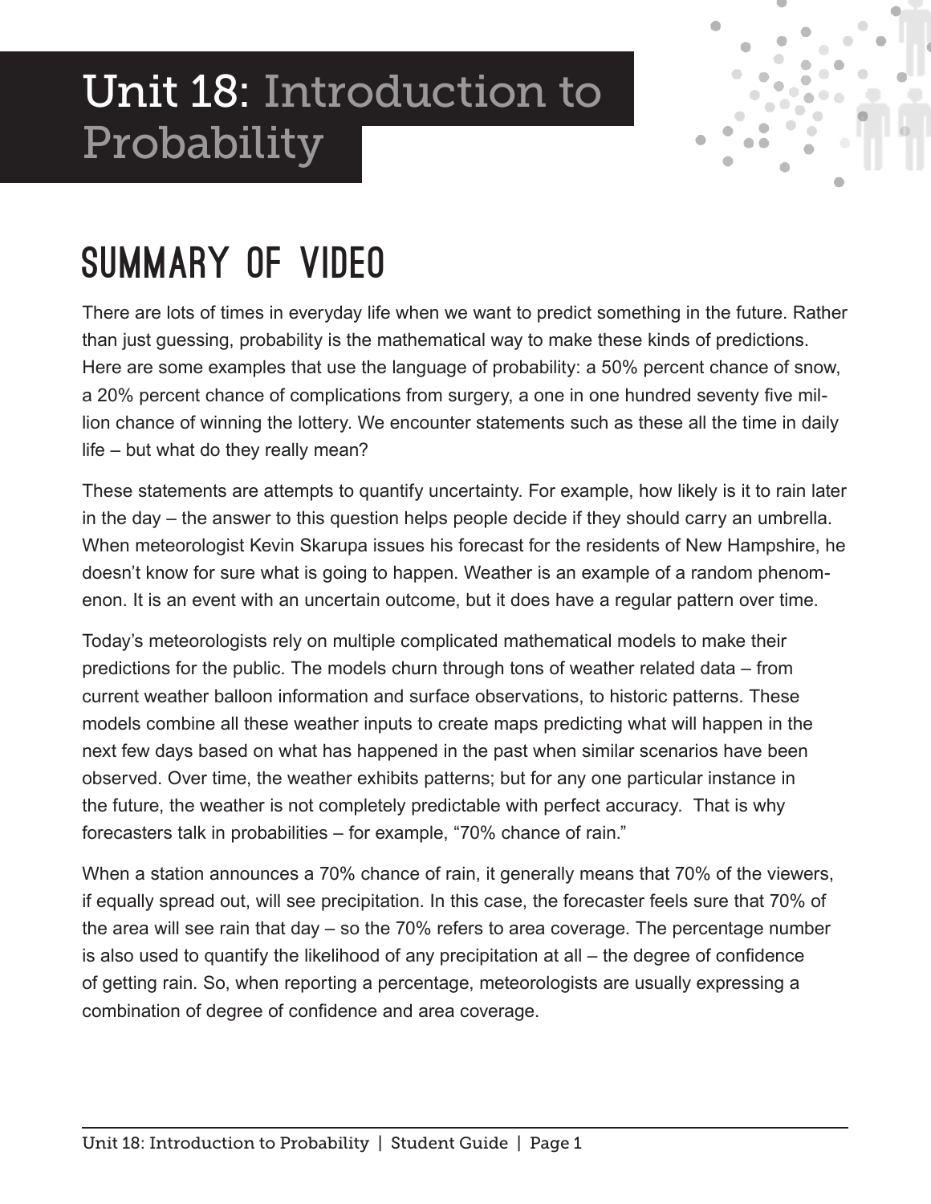# Unit 18: Introduction to Probability

## SUMMARY OF VIDEO

There are lots of times in everyday life when we want to predict something in the future. Rather than just guessing, probability is the mathematical way to make these kinds of predictions. Here are some examples that use the language of probability: a 50% percent chance of snow, a 20% percent chance of complications from surgery, a one in one hundred seventy five million chance of winning the lottery. We encounter statements such as these all the time in daily life – but what do they really mean?

These statements are attempts to quantify uncertainty. For example, how likely is it to rain later in the day – the answer to this question helps people decide if they should carry an umbrella. When meteorologist Kevin Skarupa issues his forecast for the residents of New Hampshire, he doesn't know for sure what is going to happen. Weather is an example of a random phenomenon. It is an event with an uncertain outcome, but it does have a regular pattern over time.

Today's meteorologists rely on multiple complicated mathematical models to make their predictions for the public. The models churn through tons of weather related data – from current weather balloon information and surface observations, to historic patterns. These models combine all these weather inputs to create maps predicting what will happen in the next few days based on what has happened in the past when similar scenarios have been observed. Over time, the weather exhibits patterns; but for any one particular instance in the future, the weather is not completely predictable with perfect accuracy. That is why forecasters talk in probabilities – for example, "70% chance of rain."

When a station announces a 70% chance of rain, it generally means that 70% of the viewers, if equally spread out, will see precipitation. In this case, the forecaster feels sure that 70% of the area will see rain that day – so the 70% refers to area coverage. The percentage number is also used to quantify the likelihood of any precipitation at all – the degree of confidence of getting rain. So, when reporting a percentage, meteorologists are usually expressing a combination of degree of confidence and area coverage.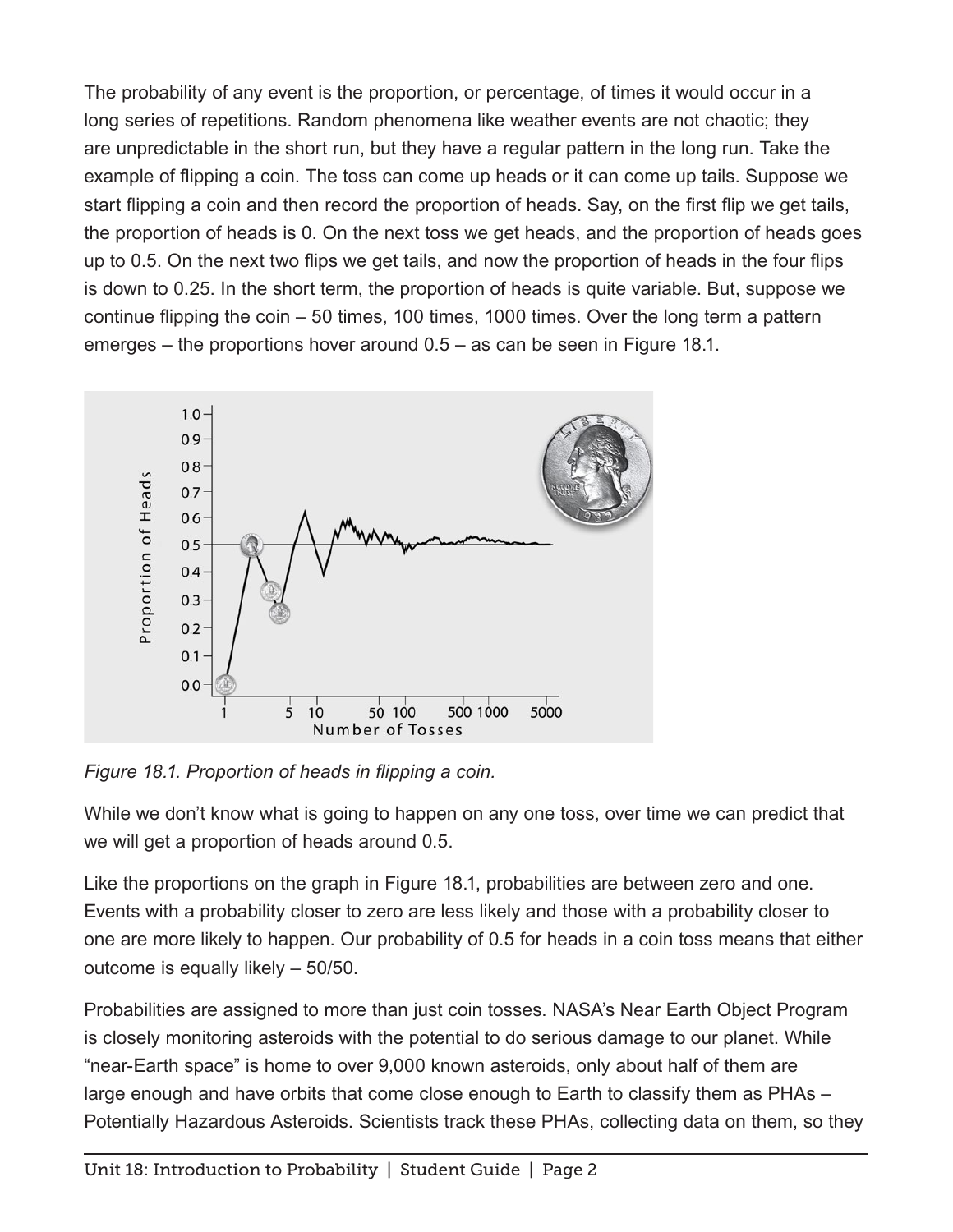The probability of any event is the proportion, or percentage, of times it would occur in a long series of repetitions. Random phenomena like weather events are not chaotic; they are unpredictable in the short run, but they have a regular pattern in the long run. Take the example of flipping a coin. The toss can come up heads or it can come up tails. Suppose we start flipping a coin and then record the proportion of heads. Say, on the first flip we get tails, the proportion of heads is 0. On the next toss we get heads, and the proportion of heads goes up to 0.5. On the next two flips we get tails, and now the proportion of heads in the four flips is down to 0.25. In the short term, the proportion of heads is quite variable. But, suppose we continue flipping the coin – 50 times, 100 times, 1000 times. Over the long term a pattern emerges – the proportions hover around 0.5 – as can be seen in Figure 18.1.

*Figure 18.1. Proportion of heads in flipping a coin.*

While we don't know what is going to happen on any one toss, over time we can predict that we will get a proportion of heads around 0.5.

Like the proportions on the graph in Figure 18.1, probabilities are between zero and one. Events with a probability closer to zero are less likely and those with a probability closer to one are more likely to happen. Our probability of 0.5 for heads in a coin toss means that either outcome is equally likely – 50/50.

Probabilities are assigned to more than just coin tosses. NASA's Near Earth Object Program is closely monitoring asteroids with the potential to do serious damage to our planet. While "near-Earth space" is home to over 9,000 known asteroids, only about half of them are large enough and have orbits that come close enough to Earth to classify them as PHAs – Potentially Hazardous Asteroids. Scientists track these PHAs, collecting data on them, so they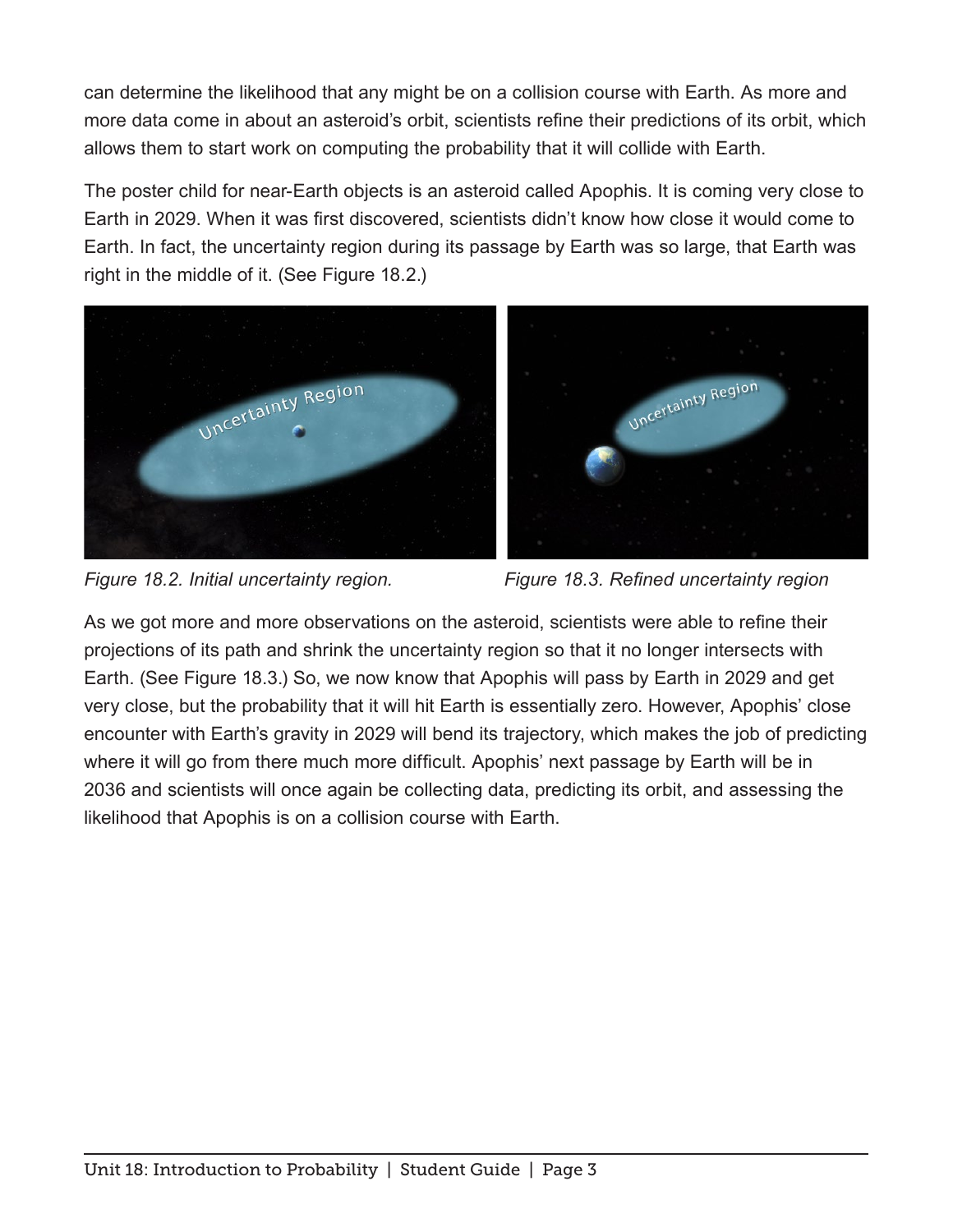can determine the likelihood that any might be on a collision course with Earth. As more and more data come in about an asteroid's orbit, scientists refine their predictions of its orbit, which allows them to start work on computing the probability that it will collide with Earth.

The poster child for near-Earth objects is an asteroid called Apophis. It is coming very close to Earth in 2029. When it was first discovered, scientists didn't know how close it would come to Earth. In fact, the uncertainty region during its passage by Earth was so large, that Earth was right in the middle of it. (See Figure 18.2.)

*Figure 18.2. Initial uncertainty region.*

*Figure 18.3. Refined uncertainty region*

As we got more and more observations on the asteroid, scientists were able to refine their projections of its path and shrink the uncertainty region so that it no longer intersects with Earth. (See Figure 18.3.) So, we now know that Apophis will pass by Earth in 2029 and get very close, but the probability that it will hit Earth is essentially zero. However, Apophis' close encounter with Earth's gravity in 2029 will bend its trajectory, which makes the job of predicting where it will go from there much more difficult. Apophis' next passage by Earth will be in 2036 and scientists will once again be collecting data, predicting its orbit, and assessing the likelihood that Apophis is on a collision course with Earth.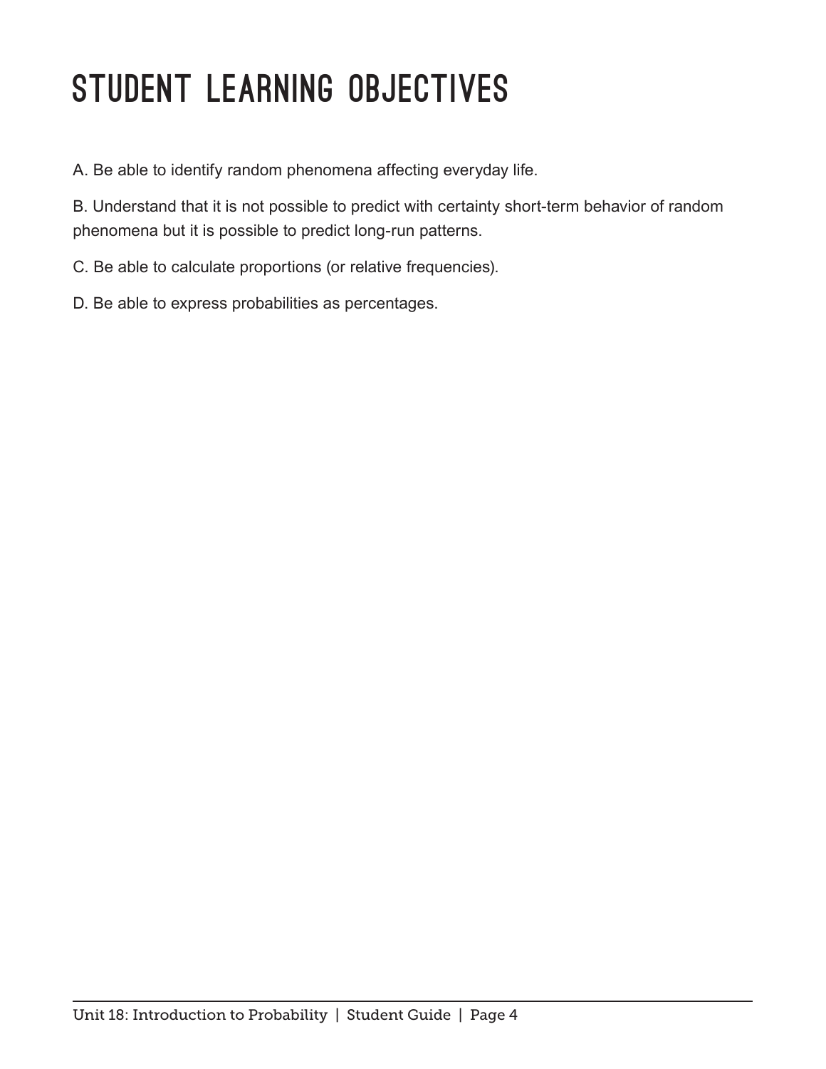# STUDENT LEARNING OBJECTIVES

A. Be able to identify random phenomena affecting everyday life.

B. Understand that it is not possible to predict with certainty short-term behavior of random phenomena but it is possible to predict long-run patterns.

C. Be able to calculate proportions (or relative frequencies).

D. Be able to express probabilities as percentages.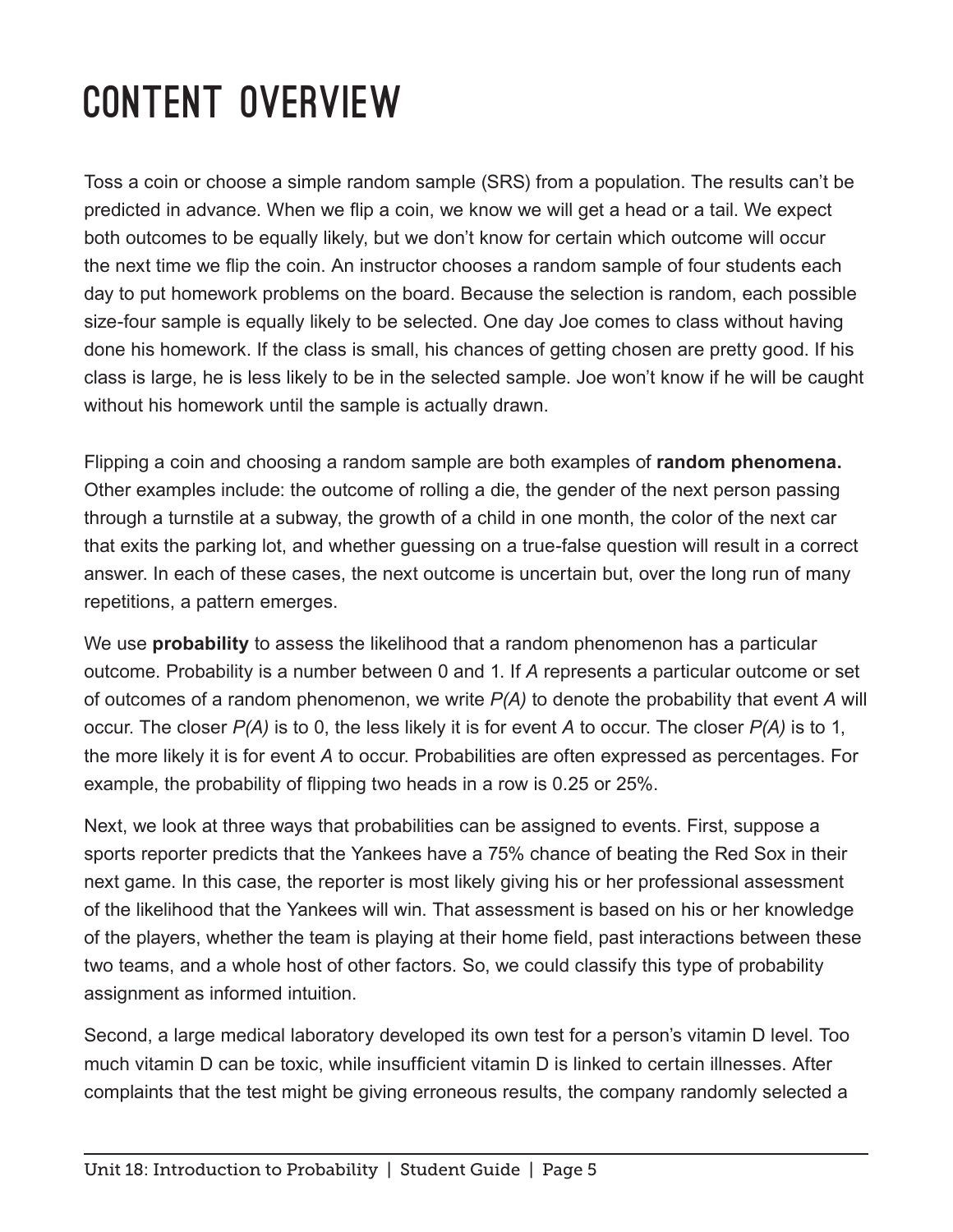# CONTENT OVERVIEW

Toss a coin or choose a simple random sample (SRS) from a population. The results can't be predicted in advance. When we flip a coin, we know we will get a head or a tail. We expect both outcomes to be equally likely, but we don't know for certain which outcome will occur the next time we flip the coin. An instructor chooses a random sample of four students each day to put homework problems on the board. Because the selection is random, each possible size-four sample is equally likely to be selected. One day Joe comes to class without having done his homework. If the class is small, his chances of getting chosen are pretty good. If his class is large, he is less likely to be in the selected sample. Joe won't know if he will be caught without his homework until the sample is actually drawn.

Flipping a coin and choosing a random sample are both examples of **random phenomena.** Other examples include: the outcome of rolling a die, the gender of the next person passing through a turnstile at a subway, the growth of a child in one month, the color of the next car that exits the parking lot, and whether guessing on a true-false question will result in a correct answer. In each of these cases, the next outcome is uncertain but, over the long run of many repetitions, a pattern emerges.

We use **probability** to assess the likelihood that a random phenomenon has a particular outcome. Probability is a number between 0 and 1. If *A* represents a particular outcome or set of outcomes of a random phenomenon, we write $P(A)$ to denote the probability that event *A* will occur. The closer $P(A)$ is to 0, the less likely it is for event *A* to occur. The closer $P(A)$ is to 1, the more likely it is for event *A* to occur. Probabilities are often expressed as percentages. For example, the probability of flipping two heads in a row is 0.25 or 25%.

Next, we look at three ways that probabilities can be assigned to events. First, suppose a sports reporter predicts that the Yankees have a 75% chance of beating the Red Sox in their next game. In this case, the reporter is most likely giving his or her professional assessment of the likelihood that the Yankees will win. That assessment is based on his or her knowledge of the players, whether the team is playing at their home field, past interactions between these two teams, and a whole host of other factors. So, we could classify this type of probability assignment as informed intuition.

Second, a large medical laboratory developed its own test for a person's vitamin D level. Too much vitamin D can be toxic, while insufficient vitamin D is linked to certain illnesses. After complaints that the test might be giving erroneous results, the company randomly selected a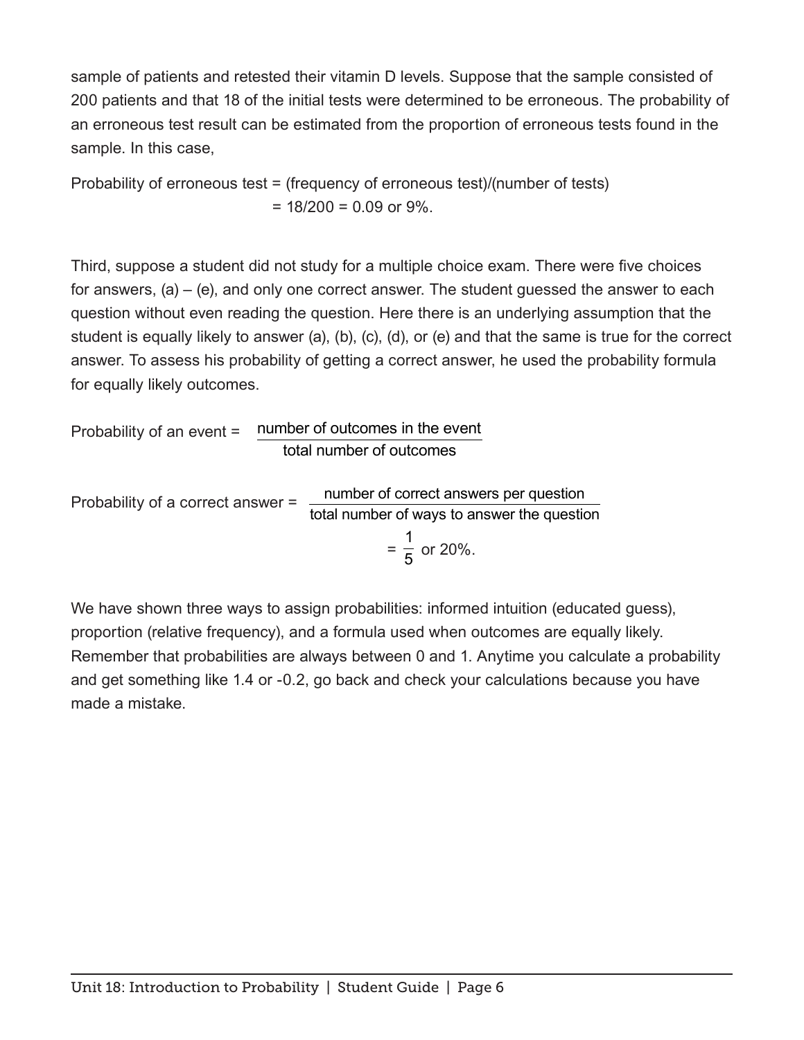sample of patients and retested their vitamin D levels. Suppose that the sample consisted of 200 patients and that 18 of the initial tests were determined to be erroneous. The probability of an erroneous test result can be estimated from the proportion of erroneous tests found in the sample. In this case,

Probability of erroneous test = (frequency of erroneous test)/(number of tests)
= 18/200 = 0.09 or 9%.

Third, suppose a student did not study for a multiple choice exam. There were five choices for answers, (a) – (e), and only one correct answer. The student guessed the answer to each question without even reading the question. Here there is an underlying assumption that the student is equally likely to answer (a), (b), (c), (d), or (e) and that the same is true for the correct answer. To assess his probability of getting a correct answer, he used the probability formula for equally likely outcomes.

$$\text{Probability of an event} = \frac{\text{number of outcomes in the event}}{\text{total number of outcomes}}$$

$$\text{Probability of a correct answer} = \frac{\text{number of correct answers per question}}{\text{total number of ways to answer the question}} = \frac{1}{5} \text{ or } 20\%.$$

We have shown three ways to assign probabilities: informed intuition (educated guess), proportion (relative frequency), and a formula used when outcomes are equally likely. Remember that probabilities are always between 0 and 1. Anytime you calculate a probability and get something like 1.4 or -0.2, go back and check your calculations because you have made a mistake.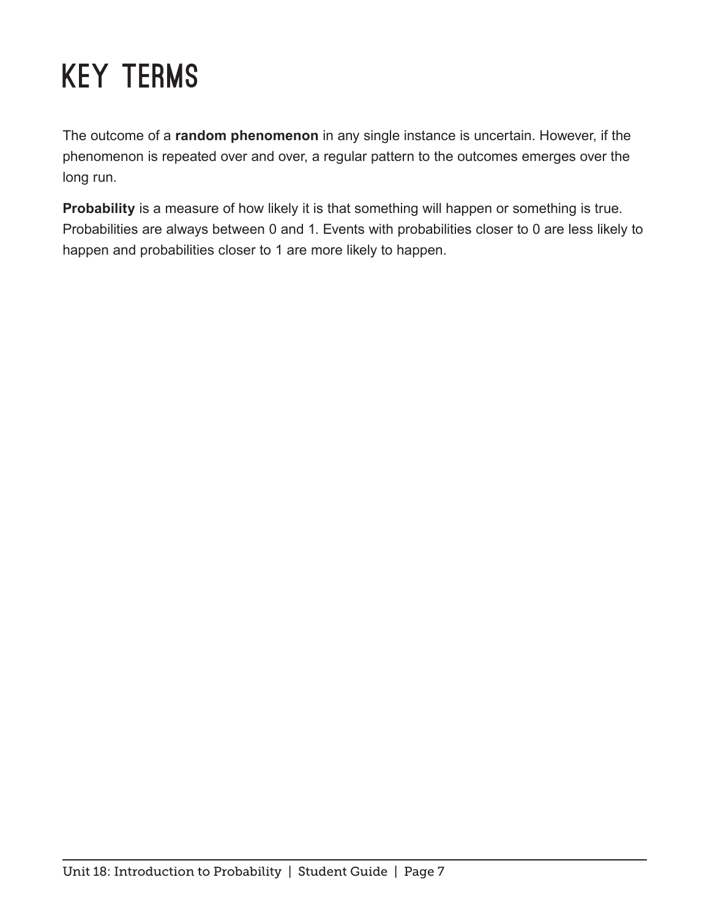# Key Terms

The outcome of a **random phenomenon** in any single instance is uncertain. However, if the phenomenon is repeated over and over, a regular pattern to the outcomes emerges over the long run.

**Probability** is a measure of how likely it is that something will happen or something is true. Probabilities are always between 0 and 1. Events with probabilities closer to 0 are less likely to happen and probabilities closer to 1 are more likely to happen.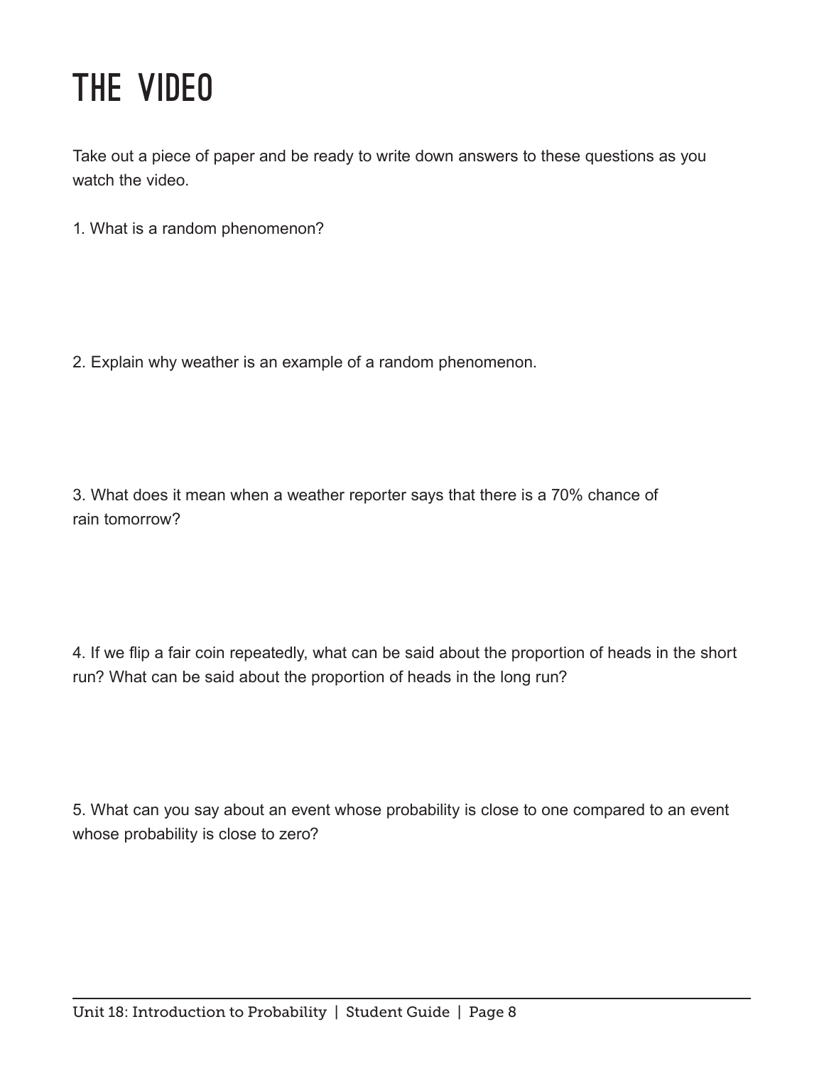# THE VIDEO

Take out a piece of paper and be ready to write down answers to these questions as you watch the video.

1. What is a random phenomenon?

2. Explain why weather is an example of a random phenomenon.

3. What does it mean when a weather reporter says that there is a 70% chance of rain tomorrow?

4. If we flip a fair coin repeatedly, what can be said about the proportion of heads in the short run? What can be said about the proportion of heads in the long run?

5. What can you say about an event whose probability is close to one compared to an event whose probability is close to zero?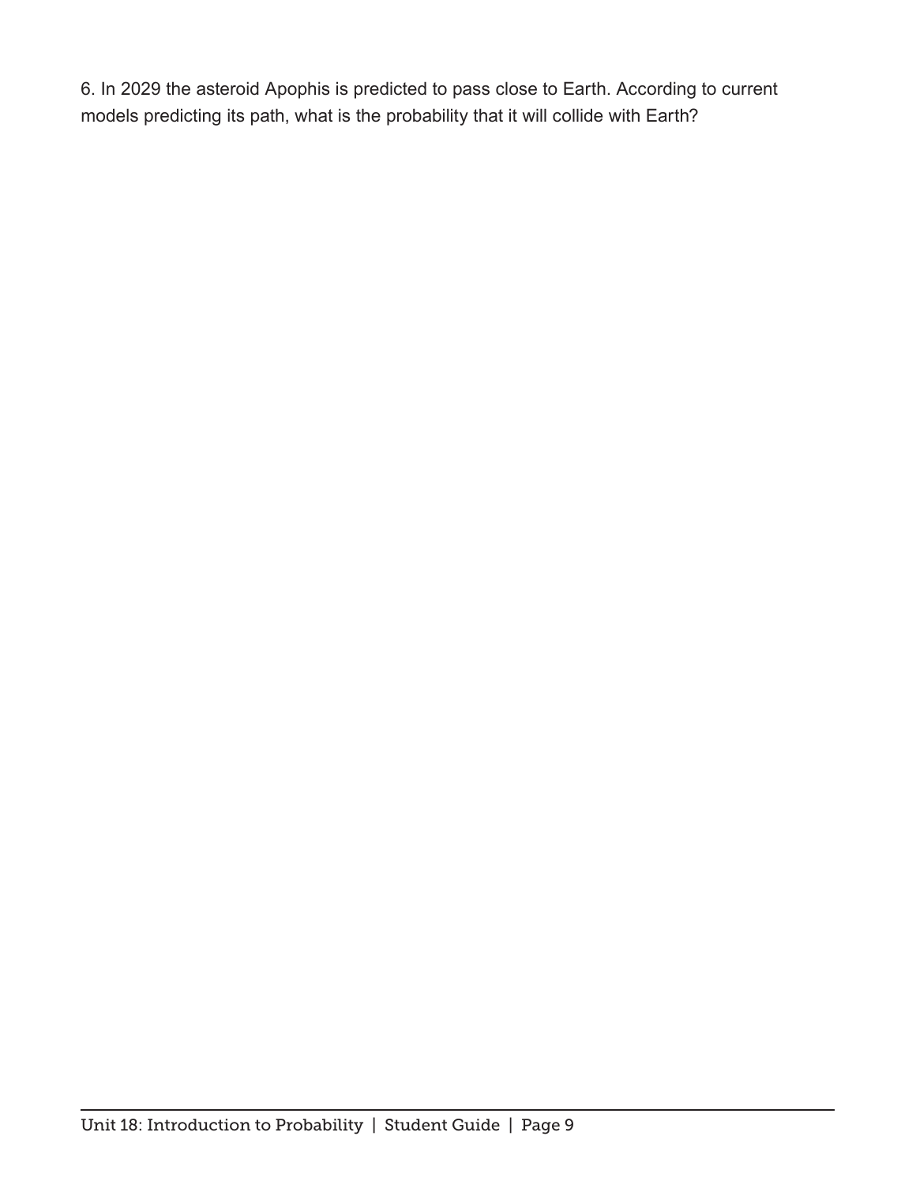6. In 2029 the asteroid Apophis is predicted to pass close to Earth. According to current models predicting its path, what is the probability that it will collide with Earth?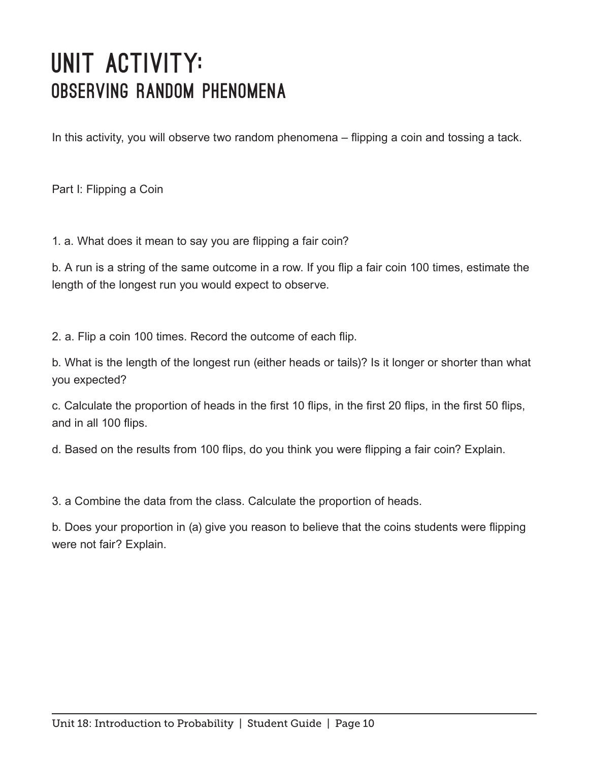# UNIT ACTIVITY:
## OBSERVING RANDOM PHENOMENA

In this activity, you will observe two random phenomena – flipping a coin and tossing a tack.

Part I: Flipping a Coin

1. a. What does it mean to say you are flipping a fair coin?

b. A run is a string of the same outcome in a row. If you flip a fair coin 100 times, estimate the length of the longest run you would expect to observe.

2. a. Flip a coin 100 times. Record the outcome of each flip.

b. What is the length of the longest run (either heads or tails)? Is it longer or shorter than what you expected?

c. Calculate the proportion of heads in the first 10 flips, in the first 20 flips, in the first 50 flips, and in all 100 flips.

d. Based on the results from 100 flips, do you think you were flipping a fair coin? Explain.

3. a Combine the data from the class. Calculate the proportion of heads.

b. Does your proportion in (a) give you reason to believe that the coins students were flipping were not fair? Explain.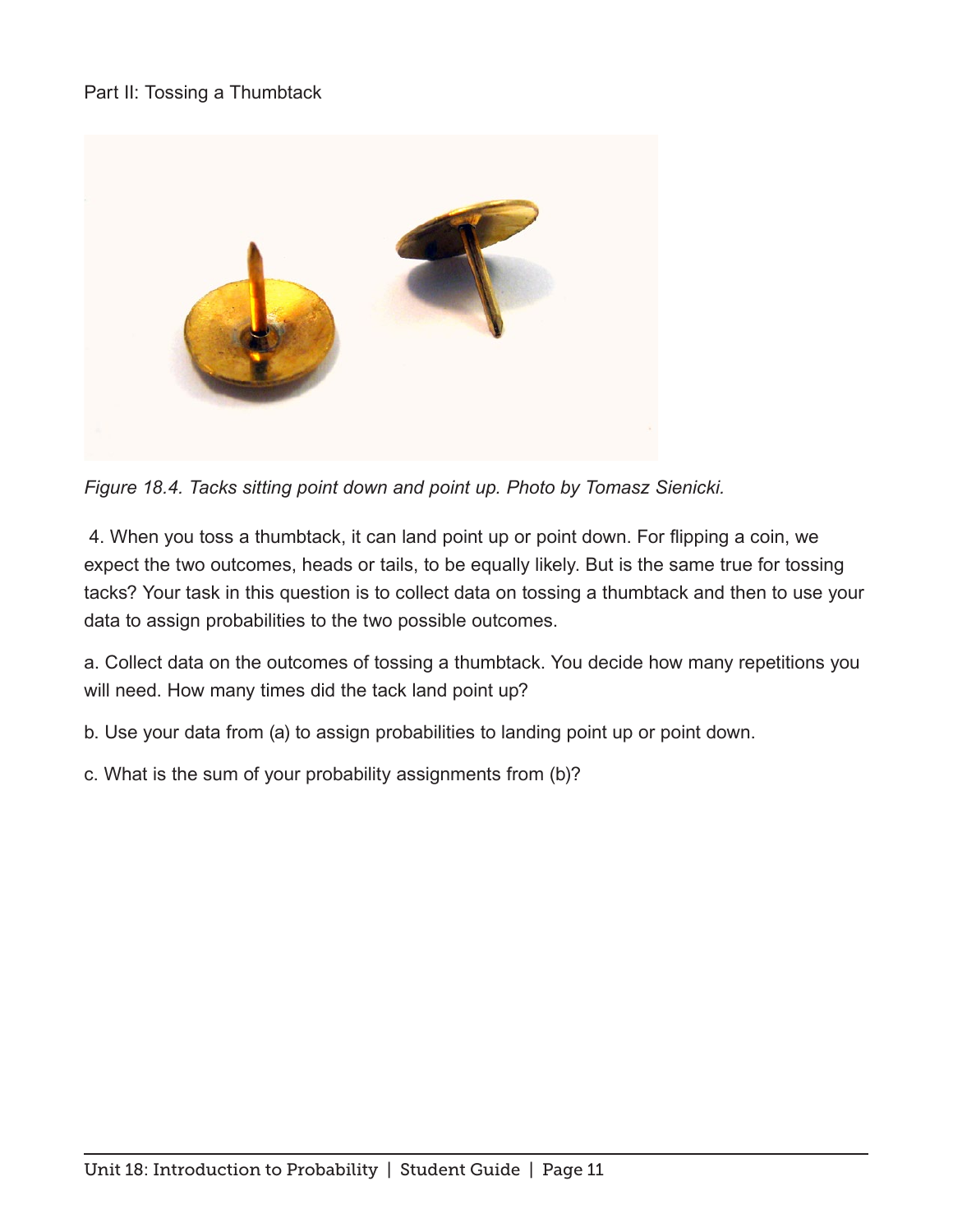Part II: Tossing a Thumbtack

*Figure 18.4. Tacks sitting point down and point up. Photo by Tomasz Sienicki.*

4. When you toss a thumbtack, it can land point up or point down. For flipping a coin, we expect the two outcomes, heads or tails, to be equally likely. But is the same true for tossing tacks? Your task in this question is to collect data on tossing a thumbtack and then to use your data to assign probabilities to the two possible outcomes.

a. Collect data on the outcomes of tossing a thumbtack. You decide how many repetitions you will need. How many times did the tack land point up?

b. Use your data from (a) to assign probabilities to landing point up or point down.

c. What is the sum of your probability assignments from (b)?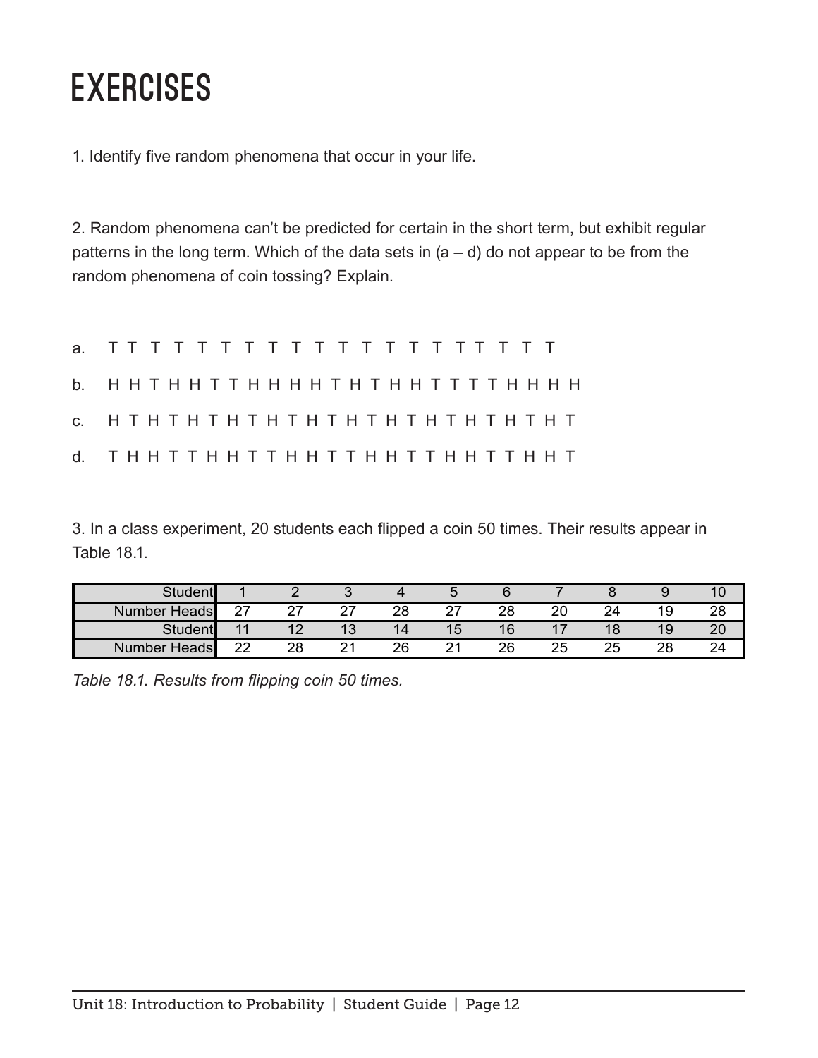# EXERCISES

1. Identify five random phenomena that occur in your life.

2. Random phenomena can't be predicted for certain in the short term, but exhibit regular patterns in the long term. Which of the data sets in (a – d) do not appear to be from the random phenomena of coin tossing? Explain.

a. T T T T T T T T T T T T T T T T T T T T

b. H H T H H T T H H H H T H T H H T T T T H H H H

c. H T H T H T H T H T H T H T H T H T H T H T H T H T

d. T H H T T H H T T H H T T H H T T H H T T H H T

3. In a class experiment, 20 students each flipped a coin 50 times. Their results appear in Table 18.1.

| Student | 1 | 2 | 3 | 4 | 5 | 6 | 7 | 8 | 9 | 10 |
|---|---|---|---|---|---|---|---|---|---|---|
| Number Heads | 27 | 27 | 27 | 28 | 27 | 28 | 20 | 24 | 19 | 28 |
| Student | 11 | 12 | 13 | 14 | 15 | 16 | 17 | 18 | 19 | 20 |
| Number Heads | 22 | 28 | 21 | 26 | 21 | 26 | 25 | 25 | 28 | 24 |

*Table 18.1. Results from flipping coin 50 times.*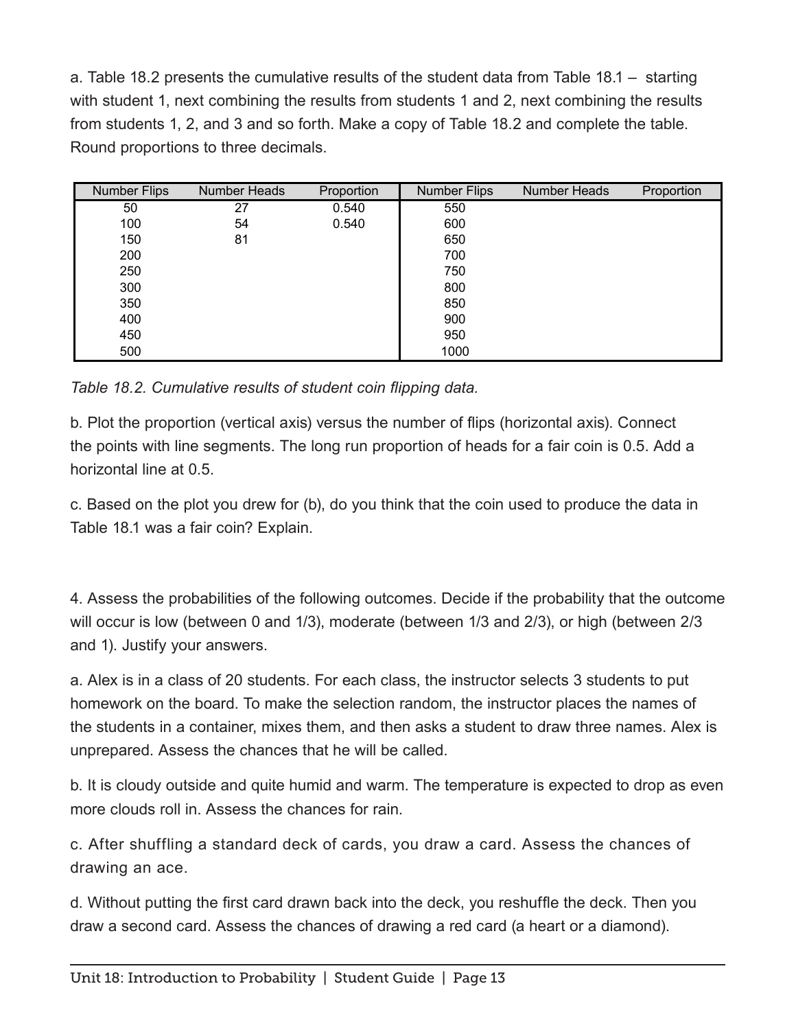a. Table 18.2 presents the cumulative results of the student data from Table 18.1 – starting with student 1, next combining the results from students 1 and 2, next combining the results from students 1, 2, and 3 and so forth. Make a copy of Table 18.2 and complete the table. Round proportions to three decimals.

| Number Flips | Number Heads | Proportion | Number Flips | Number Heads | Proportion |
|---|---|---|---|---|---|
| 50 | 27 | 0.540 | 550 | | |
| 100 | 54 | 0.540 | 600 | | |
| 150 | 81 | | 650 | | |
| 200 | | | 700 | | |
| 250 | | | 750 | | |
| 300 | | | 800 | | |
| 350 | | | 850 | | |
| 400 | | | 900 | | |
| 450 | | | 950 | | |
| 500 | | | 1000 | | |

*Table 18.2. Cumulative results of student coin flipping data.*

b. Plot the proportion (vertical axis) versus the number of flips (horizontal axis). Connect the points with line segments. The long run proportion of heads for a fair coin is 0.5. Add a horizontal line at 0.5.

c. Based on the plot you drew for (b), do you think that the coin used to produce the data in Table 18.1 was a fair coin? Explain.

4. Assess the probabilities of the following outcomes. Decide if the probability that the outcome will occur is low (between 0 and 1/3), moderate (between 1/3 and 2/3), or high (between 2/3 and 1). Justify your answers.

a. Alex is in a class of 20 students. For each class, the instructor selects 3 students to put homework on the board. To make the selection random, the instructor places the names of the students in a container, mixes them, and then asks a student to draw three names. Alex is unprepared. Assess the chances that he will be called.

b. It is cloudy outside and quite humid and warm. The temperature is expected to drop as even more clouds roll in. Assess the chances for rain.

c. After shuffling a standard deck of cards, you draw a card. Assess the chances of drawing an ace.

d. Without putting the first card drawn back into the deck, you reshuffle the deck. Then you draw a second card. Assess the chances of drawing a red card (a heart or a diamond).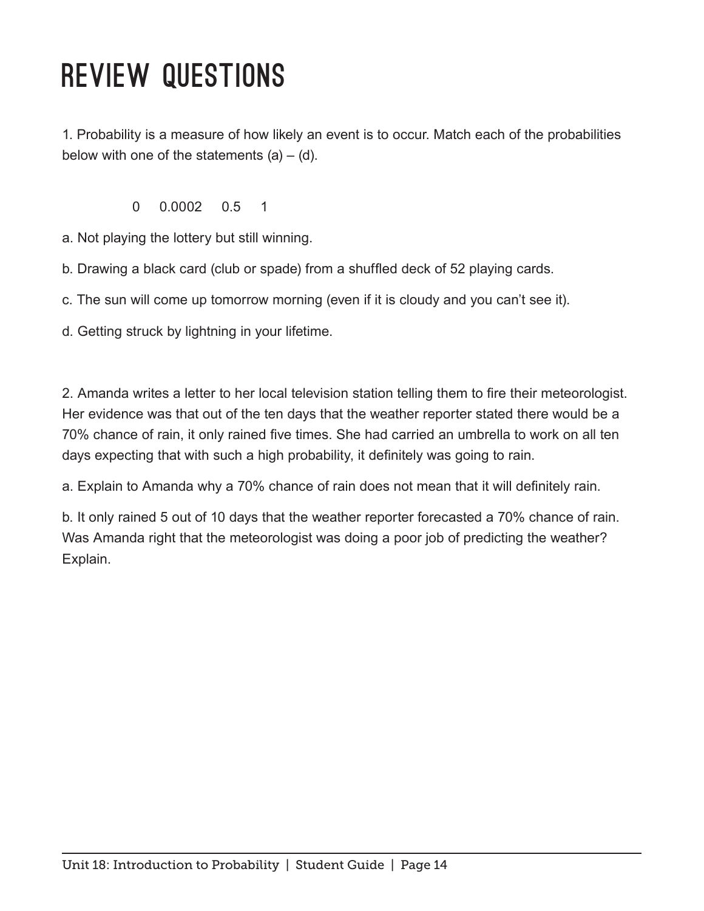# REVIEW QUESTIONS

1. Probability is a measure of how likely an event is to occur. Match each of the probabilities below with one of the statements (a) – (d).

0     0.0002     0.5     1

a. Not playing the lottery but still winning.

b. Drawing a black card (club or spade) from a shuffled deck of 52 playing cards.

c. The sun will come up tomorrow morning (even if it is cloudy and you can't see it).

d. Getting struck by lightning in your lifetime.

2. Amanda writes a letter to her local television station telling them to fire their meteorologist. Her evidence was that out of the ten days that the weather reporter stated there would be a 70% chance of rain, it only rained five times. She had carried an umbrella to work on all ten days expecting that with such a high probability, it definitely was going to rain.

a. Explain to Amanda why a 70% chance of rain does not mean that it will definitely rain.

b. It only rained 5 out of 10 days that the weather reporter forecasted a 70% chance of rain. Was Amanda right that the meteorologist was doing a poor job of predicting the weather? Explain.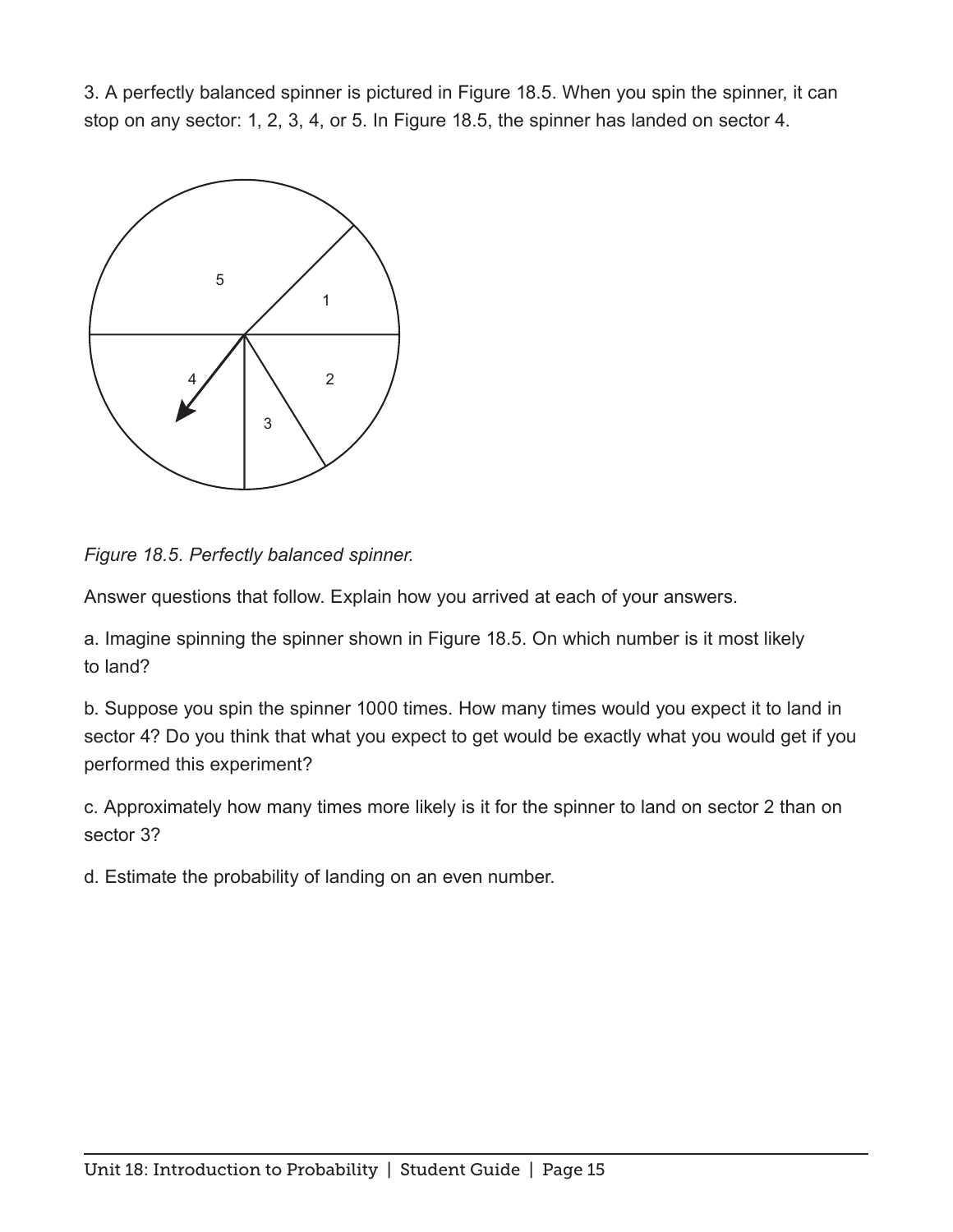3. A perfectly balanced spinner is pictured in Figure 18.5. When you spin the spinner, it can stop on any sector: 1, 2, 3, 4, or 5. In Figure 18.5, the spinner has landed on sector 4.

*Figure 18.5. Perfectly balanced spinner.*

Answer questions that follow. Explain how you arrived at each of your answers.

a. Imagine spinning the spinner shown in Figure 18.5. On which number is it most likely to land?

b. Suppose you spin the spinner 1000 times. How many times would you expect it to land in sector 4? Do you think that what you expect to get would be exactly what you would get if you performed this experiment?

c. Approximately how many times more likely is it for the spinner to land on sector 2 than on sector 3?

d. Estimate the probability of landing on an even number.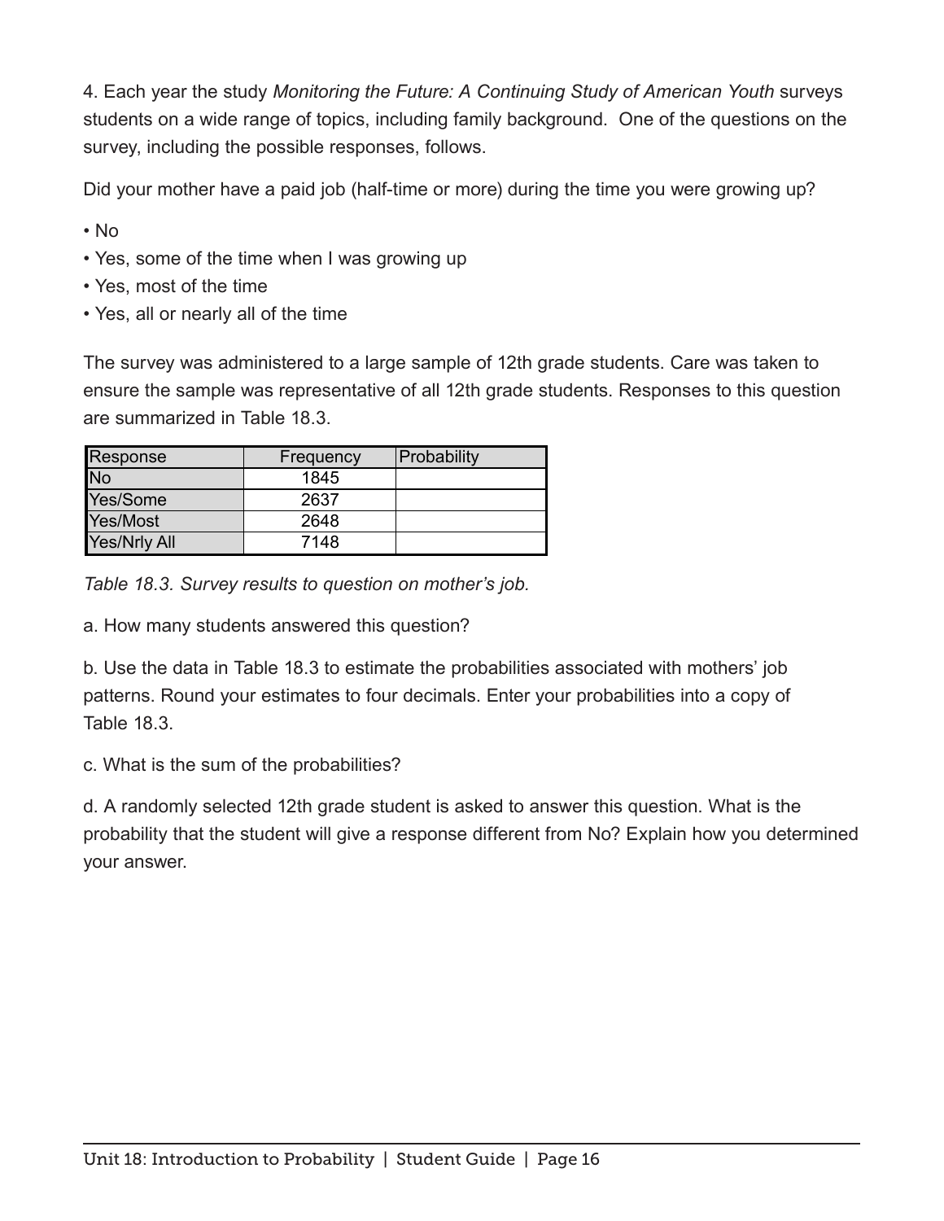4. Each year the study *Monitoring the Future: A Continuing Study of American Youth* surveys students on a wide range of topics, including family background. One of the questions on the survey, including the possible responses, follows.

Did your mother have a paid job (half-time or more) during the time you were growing up?

- No
- Yes, some of the time when I was growing up
- Yes, most of the time
- Yes, all or nearly all of the time

The survey was administered to a large sample of 12th grade students. Care was taken to ensure the sample was representative of all 12th grade students. Responses to this question are summarized in Table 18.3.

| Response | Frequency | Probability |
|---|---|---|
| No | 1845 | |
| Yes/Some | 2637 | |
| Yes/Most | 2648 | |
| Yes/Nrly All | 7148 | |

*Table 18.3. Survey results to question on mother's job.*

a. How many students answered this question?

b. Use the data in Table 18.3 to estimate the probabilities associated with mothers' job patterns. Round your estimates to four decimals. Enter your probabilities into a copy of Table 18.3.

c. What is the sum of the probabilities?

d. A randomly selected 12th grade student is asked to answer this question. What is the probability that the student will give a response different from No? Explain how you determined your answer.